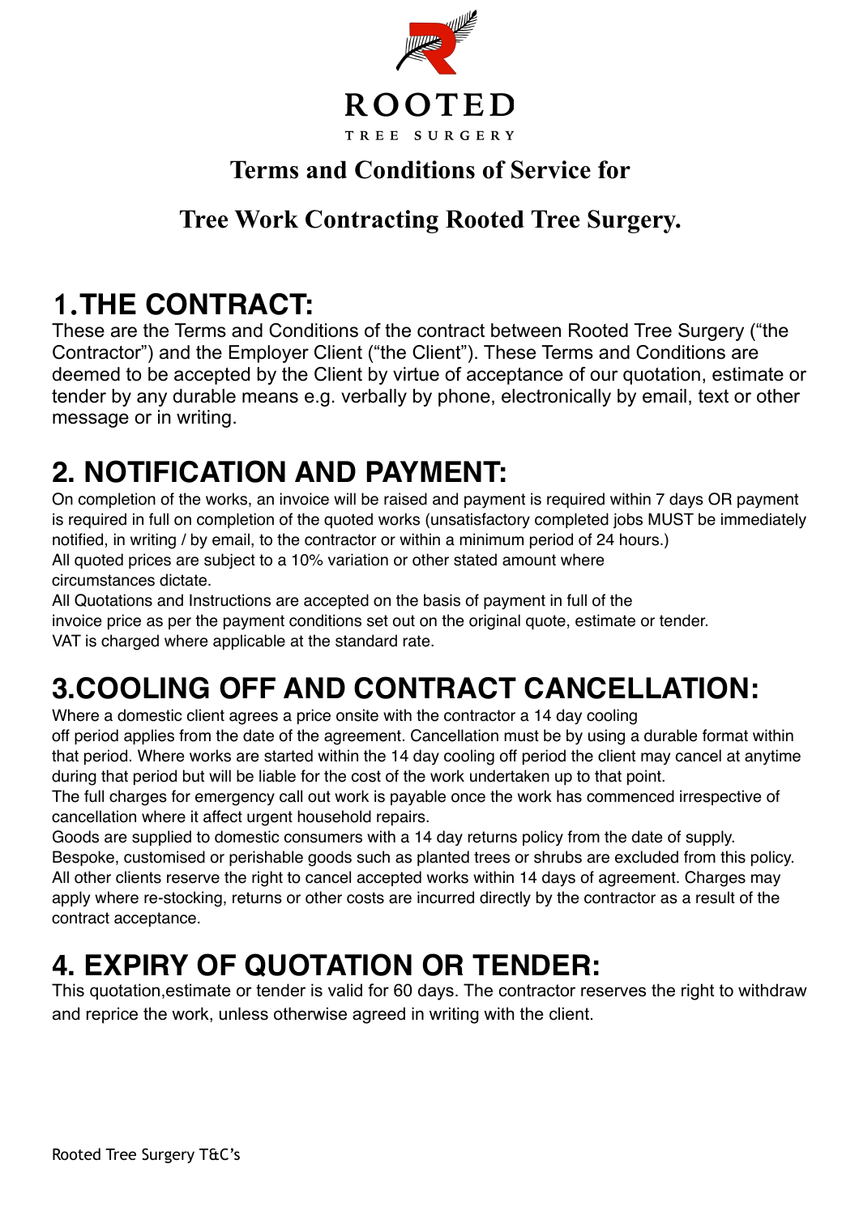ROOTED

TREE SURGERY

## Terms and Conditions of Service for

## Tree Work Contracting Rooted Tree Surgery.

# 1.THE CONTRACT:

These are the Terms and Conditions of the contract between Rooted Tree Surgery ("the Contractor") and the Employer Client ("the Client"). These Terms and Conditions are deemed to be accepted by the Client by virtue of acceptance of our quotation, estimate or tender by any durable means e.g. verbally by phone, electronically by email, text or other message or in writing.

# 2. NOTIFICATION AND PAYMENT:

On completion of the works, an invoice will be raised and payment is required within 7 days OR payment is required in full on completion of the quoted works (unsatisfactory completed jobs MUST be immediately notified, in writing / by email, to the contractor or within a minimum period of 24 hours.)
All quoted prices are subject to a 10% variation or other stated amount where circumstances dictate.
All Quotations and Instructions are accepted on the basis of payment in full of the invoice price as per the payment conditions set out on the original quote, estimate or tender.
VAT is charged where applicable at the standard rate.

# 3.COOLING OFF AND CONTRACT CANCELLATION:

Where a domestic client agrees a price onsite with the contractor a 14 day cooling off period applies from the date of the agreement. Cancellation must be by using a durable format within that period. Where works are started within the 14 day cooling off period the client may cancel at anytime during that period but will be liable for the cost of the work undertaken up to that point.
The full charges for emergency call out work is payable once the work has commenced irrespective of cancellation where it affect urgent household repairs.
Goods are supplied to domestic consumers with a 14 day returns policy from the date of supply. Bespoke, customised or perishable goods such as planted trees or shrubs are excluded from this policy.
All other clients reserve the right to cancel accepted works within 14 days of agreement. Charges may apply where re-stocking, returns or other costs are incurred directly by the contractor as a result of the contract acceptance.

# 4. EXPIRY OF QUOTATION OR TENDER:

This quotation,estimate or tender is valid for 60 days. The contractor reserves the right to withdraw and reprice the work, unless otherwise agreed in writing with the client.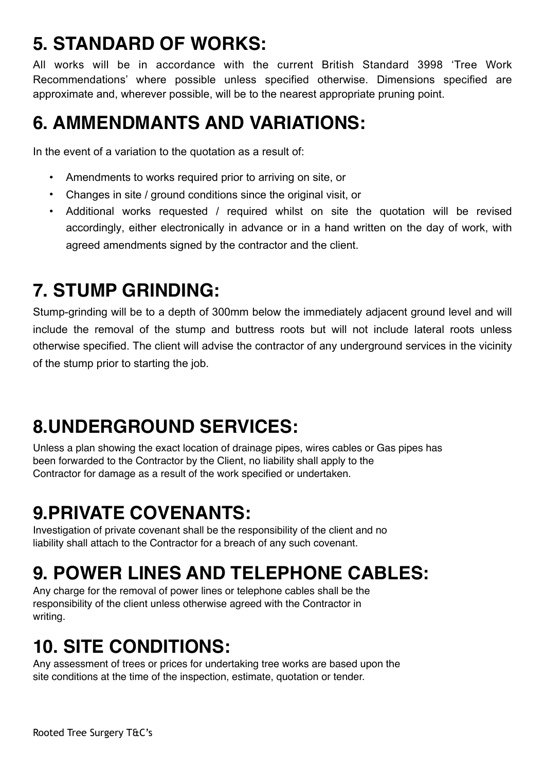## 5. STANDARD OF WORKS:

All works will be in accordance with the current British Standard 3998 'Tree Work Recommendations' where possible unless specified otherwise. Dimensions specified are approximate and, wherever possible, will be to the nearest appropriate pruning point.

## 6. AMMENDMANTS AND VARIATIONS:

In the event of a variation to the quotation as a result of:

- Amendments to works required prior to arriving on site, or
- Changes in site / ground conditions since the original visit, or
- Additional works requested / required whilst on site the quotation will be revised accordingly, either electronically in advance or in a hand written on the day of work, with agreed amendments signed by the contractor and the client.

## 7. STUMP GRINDING:

Stump-grinding will be to a depth of 300mm below the immediately adjacent ground level and will include the removal of the stump and buttress roots but will not include lateral roots unless otherwise specified. The client will advise the contractor of any underground services in the vicinity of the stump prior to starting the job.

## 8.UNDERGROUND SERVICES:

Unless a plan showing the exact location of drainage pipes, wires cables or Gas pipes has been forwarded to the Contractor by the Client, no liability shall apply to the Contractor for damage as a result of the work specified or undertaken.

## 9.PRIVATE COVENANTS:

Investigation of private covenant shall be the responsibility of the client and no liability shall attach to the Contractor for a breach of any such covenant.

## 9. POWER LINES AND TELEPHONE CABLES:

Any charge for the removal of power lines or telephone cables shall be the responsibility of the client unless otherwise agreed with the Contractor in writing.

## 10. SITE CONDITIONS:

Any assessment of trees or prices for undertaking tree works are based upon the site conditions at the time of the inspection, estimate, quotation or tender.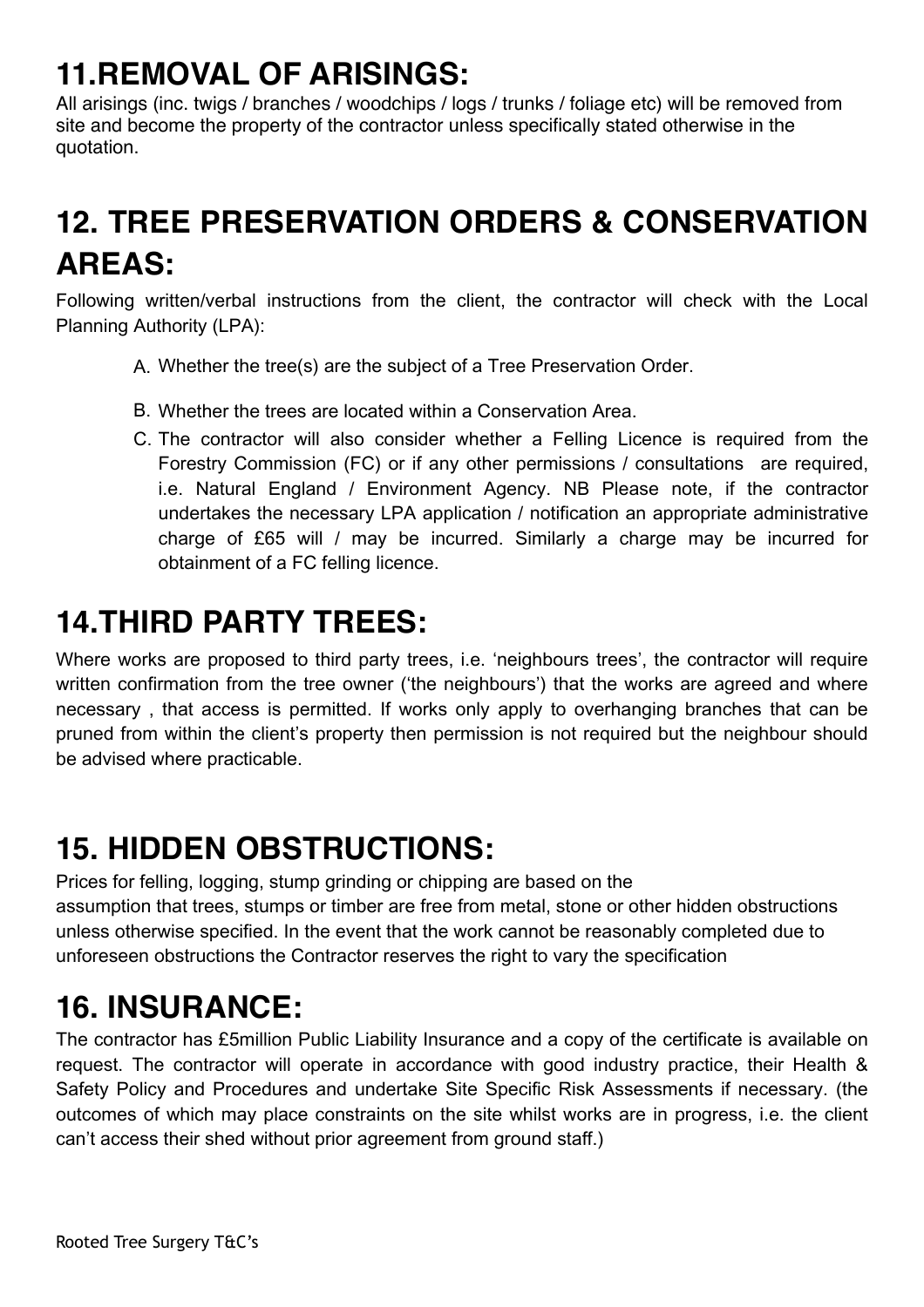# 11.REMOVAL OF ARISINGS:

All arisings (inc. twigs / branches / woodchips / logs / trunks / foliage etc) will be removed from site and become the property of the contractor unless specifically stated otherwise in the quotation.

# 12. TREE PRESERVATION ORDERS & CONSERVATION AREAS:

Following written/verbal instructions from the client, the contractor will check with the Local Planning Authority (LPA):

A. Whether the tree(s) are the subject of a Tree Preservation Order.

B. Whether the trees are located within a Conservation Area.

C. The contractor will also consider whether a Felling Licence is required from the Forestry Commission (FC) or if any other permissions / consultations are required, i.e. Natural England / Environment Agency. NB Please note, if the contractor undertakes the necessary LPA application / notification an appropriate administrative charge of £65 will / may be incurred. Similarly a charge may be incurred for obtainment of a FC felling licence.

# 14.THIRD PARTY TREES:

Where works are proposed to third party trees, i.e. 'neighbours trees', the contractor will require written confirmation from the tree owner ('the neighbours') that the works are agreed and where necessary , that access is permitted. If works only apply to overhanging branches that can be pruned from within the client's property then permission is not required but the neighbour should be advised where practicable.

# 15. HIDDEN OBSTRUCTIONS:

Prices for felling, logging, stump grinding or chipping are based on the assumption that trees, stumps or timber are free from metal, stone or other hidden obstructions unless otherwise specified. In the event that the work cannot be reasonably completed due to unforeseen obstructions the Contractor reserves the right to vary the specification

# 16. INSURANCE:

The contractor has £5million Public Liability Insurance and a copy of the certificate is available on request. The contractor will operate in accordance with good industry practice, their Health & Safety Policy and Procedures and undertake Site Specific Risk Assessments if necessary. (the outcomes of which may place constraints on the site whilst works are in progress, i.e. the client can't access their shed without prior agreement from ground staff.)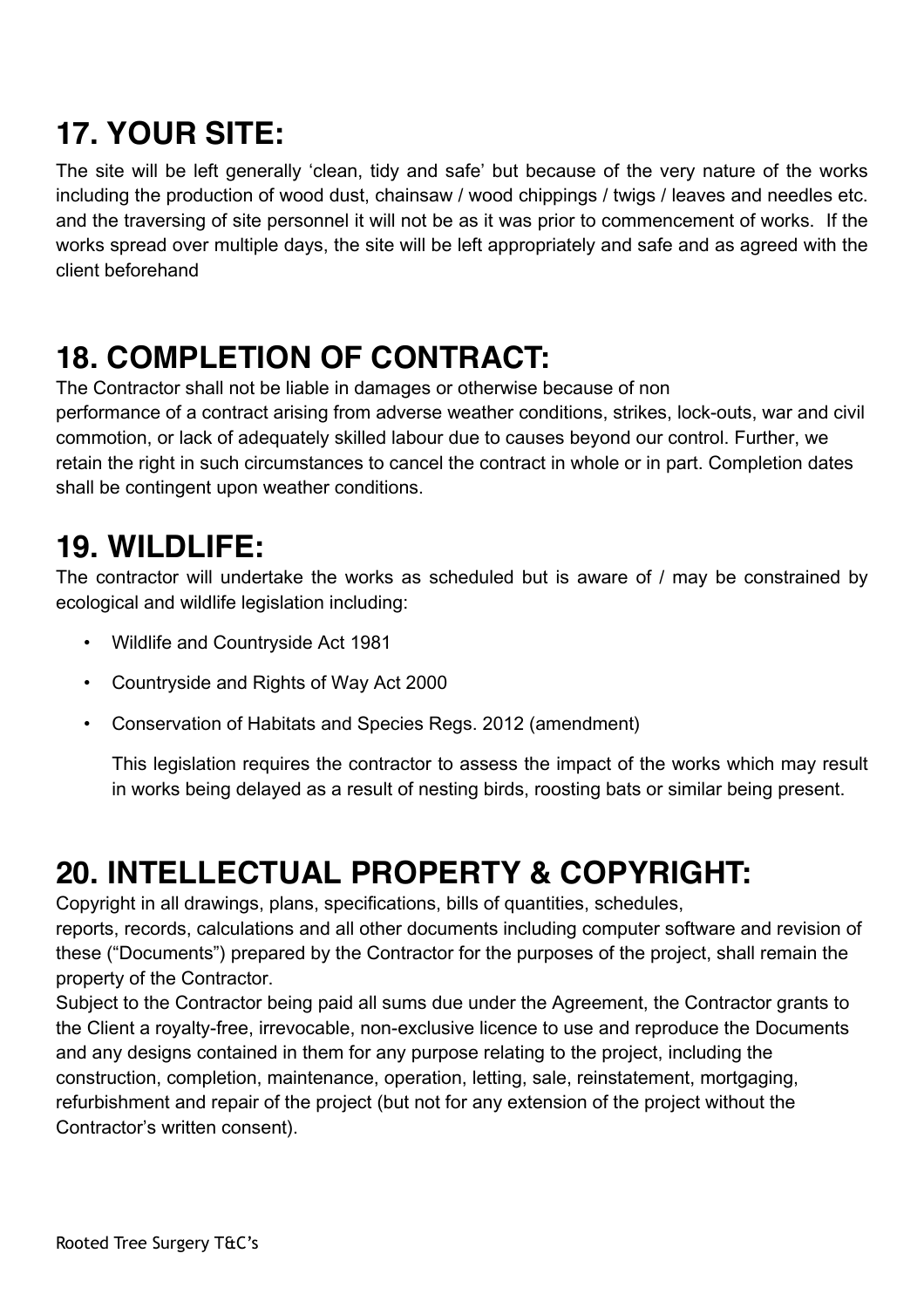## 17. YOUR SITE:

The site will be left generally 'clean, tidy and safe' but because of the very nature of the works including the production of wood dust, chainsaw / wood chippings / twigs / leaves and needles etc. and the traversing of site personnel it will not be as it was prior to commencement of works. If the works spread over multiple days, the site will be left appropriately and safe and as agreed with the client beforehand

## 18. COMPLETION OF CONTRACT:

The Contractor shall not be liable in damages or otherwise because of non performance of a contract arising from adverse weather conditions, strikes, lock-outs, war and civil commotion, or lack of adequately skilled labour due to causes beyond our control. Further, we retain the right in such circumstances to cancel the contract in whole or in part. Completion dates shall be contingent upon weather conditions.

## 19. WILDLIFE:

The contractor will undertake the works as scheduled but is aware of / may be constrained by ecological and wildlife legislation including:

- Wildlife and Countryside Act 1981
- Countryside and Rights of Way Act 2000
- Conservation of Habitats and Species Regs. 2012 (amendment)

  This legislation requires the contractor to assess the impact of the works which may result in works being delayed as a result of nesting birds, roosting bats or similar being present.

## 20. INTELLECTUAL PROPERTY & COPYRIGHT:

Copyright in all drawings, plans, specifications, bills of quantities, schedules, reports, records, calculations and all other documents including computer software and revision of these ("Documents") prepared by the Contractor for the purposes of the project, shall remain the property of the Contractor.

Subject to the Contractor being paid all sums due under the Agreement, the Contractor grants to the Client a royalty-free, irrevocable, non-exclusive licence to use and reproduce the Documents and any designs contained in them for any purpose relating to the project, including the construction, completion, maintenance, operation, letting, sale, reinstatement, mortgaging, refurbishment and repair of the project (but not for any extension of the project without the Contractor's written consent).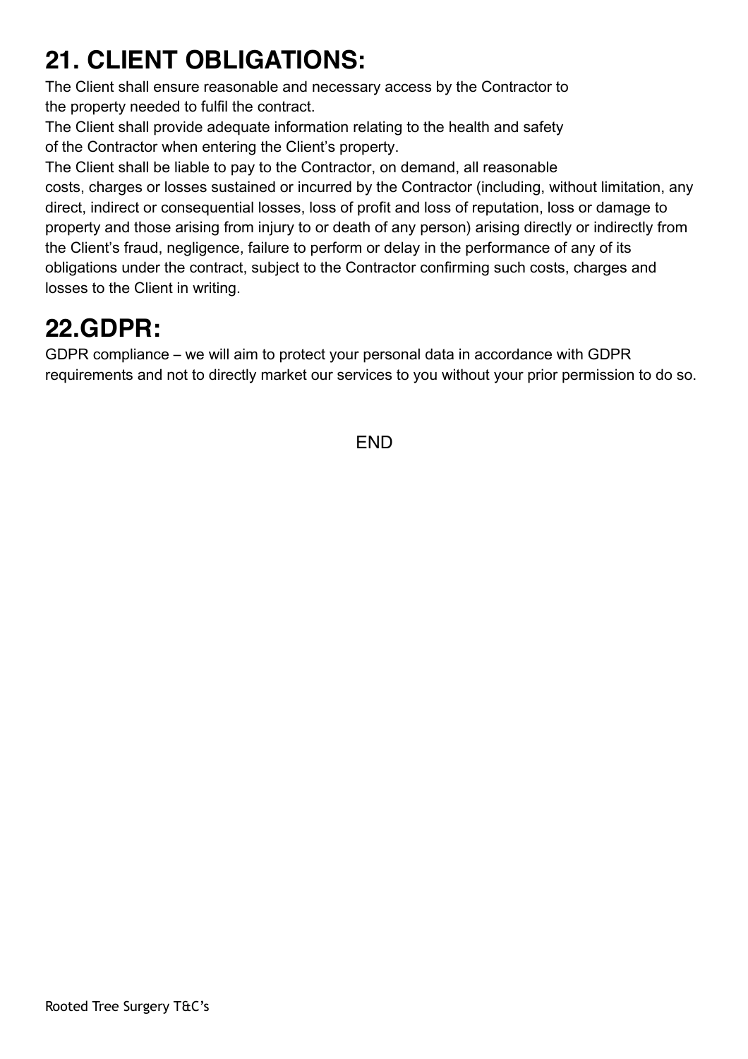# 21. CLIENT OBLIGATIONS:

The Client shall ensure reasonable and necessary access by the Contractor to the property needed to fulfil the contract.

The Client shall provide adequate information relating to the health and safety of the Contractor when entering the Client's property.

The Client shall be liable to pay to the Contractor, on demand, all reasonable costs, charges or losses sustained or incurred by the Contractor (including, without limitation, any direct, indirect or consequential losses, loss of profit and loss of reputation, loss or damage to property and those arising from injury to or death of any person) arising directly or indirectly from the Client's fraud, negligence, failure to perform or delay in the performance of any of its obligations under the contract, subject to the Contractor confirming such costs, charges and losses to the Client in writing.

# 22.GDPR:

GDPR compliance – we will aim to protect your personal data in accordance with GDPR requirements and not to directly market our services to you without your prior permission to do so.

END